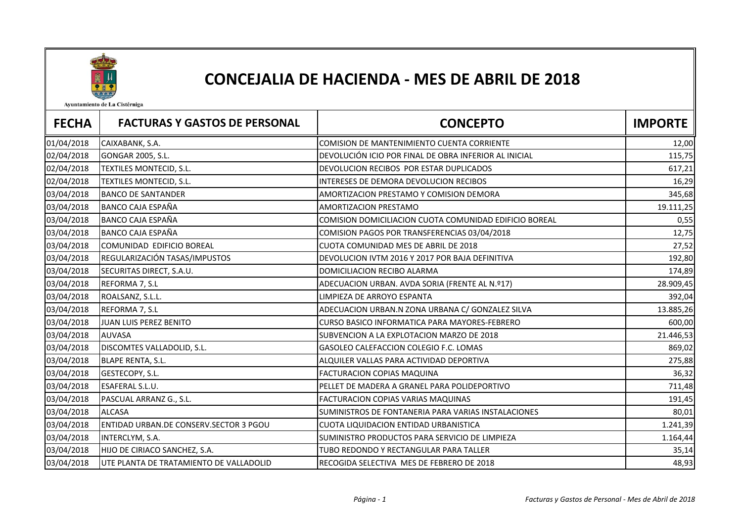Ayuntamiento de La Cistérniga

# CONCEJALIA DE HACIENDA - MES DE ABRIL DE 2018

| FECHA | FACTURAS Y GASTOS DE PERSONAL | CONCEPTO | IMPORTE |
|---|---|---|---|
| 01/04/2018 | CAIXABANK, S.A. | COMISION DE MANTENIMIENTO CUENTA CORRIENTE | 12,00 |
| 02/04/2018 | GONGAR 2005, S.L. | DEVOLUCIÓN ICIO POR FINAL DE OBRA INFERIOR AL INICIAL | 115,75 |
| 02/04/2018 | TEXTILES MONTECID, S.L. | DEVOLUCION RECIBOS POR ESTAR DUPLICADOS | 617,21 |
| 02/04/2018 | TEXTILES MONTECID, S.L. | INTERESES DE DEMORA DEVOLUCION RECIBOS | 16,29 |
| 03/04/2018 | BANCO DE SANTANDER | AMORTIZACION PRESTAMO Y COMISION DEMORA | 345,68 |
| 03/04/2018 | BANCO CAJA ESPAÑA | AMORTIZACION PRESTAMO | 19.111,25 |
| 03/04/2018 | BANCO CAJA ESPAÑA | COMISION DOMICILIACION CUOTA COMUNIDAD EDIFICIO BOREAL | 0,55 |
| 03/04/2018 | BANCO CAJA ESPAÑA | COMISION PAGOS POR TRANSFERENCIAS 03/04/2018 | 12,75 |
| 03/04/2018 | COMUNIDAD EDIFICIO BOREAL | CUOTA COMUNIDAD MES DE ABRIL DE 2018 | 27,52 |
| 03/04/2018 | REGULARIZACIÓN TASAS/IMPUSTOS | DEVOLUCION IVTM 2016 Y 2017 POR BAJA DEFINITIVA | 192,80 |
| 03/04/2018 | SECURITAS DIRECT, S.A.U. | DOMICILIACION RECIBO ALARMA | 174,89 |
| 03/04/2018 | REFORMA 7, S.L | ADECUACION URBAN. AVDA SORIA (FRENTE AL N.º17) | 28.909,45 |
| 03/04/2018 | ROALSANZ, S.L.L. | LIMPIEZA DE ARROYO ESPANTA | 392,04 |
| 03/04/2018 | REFORMA 7, S.L | ADECUACION URBAN.N ZONA URBANA C/ GONZALEZ SILVA | 13.885,26 |
| 03/04/2018 | JUAN LUIS PEREZ BENITO | CURSO BASICO INFORMATICA PARA MAYORES-FEBRERO | 600,00 |
| 03/04/2018 | AUVASA | SUBVENCION A LA EXPLOTACION MARZO DE 2018 | 21.446,53 |
| 03/04/2018 | DISCOMTES VALLADOLID, S.L. | GASOLEO CALEFACCION COLEGIO F.C. LOMAS | 869,02 |
| 03/04/2018 | BLAPE RENTA, S.L. | ALQUILER VALLAS PARA ACTIVIDAD DEPORTIVA | 275,88 |
| 03/04/2018 | GESTECOPY, S.L. | FACTURACION COPIAS MAQUINA | 36,32 |
| 03/04/2018 | ESAFERAL S.L.U. | PELLET DE MADERA A GRANEL PARA POLIDEPORTIVO | 711,48 |
| 03/04/2018 | PASCUAL ARRANZ G., S.L. | FACTURACION COPIAS VARIAS MAQUINAS | 191,45 |
| 03/04/2018 | ALCASA | SUMINISTROS DE FONTANERIA PARA VARIAS INSTALACIONES | 80,01 |
| 03/04/2018 | ENTIDAD URBAN.DE CONSERV.SECTOR 3 PGOU | CUOTA LIQUIDACION ENTIDAD URBANISTICA | 1.241,39 |
| 03/04/2018 | INTERCLYM, S.A. | SUMINISTRO PRODUCTOS PARA SERVICIO DE LIMPIEZA | 1.164,44 |
| 03/04/2018 | HIJO DE CIRIACO SANCHEZ, S.A. | TUBO REDONDO Y RECTANGULAR PARA TALLER | 35,14 |
| 03/04/2018 | UTE PLANTA DE TRATAMIENTO DE VALLADOLID | RECOGIDA SELECTIVA MES DE FEBRERO DE 2018 | 48,93 |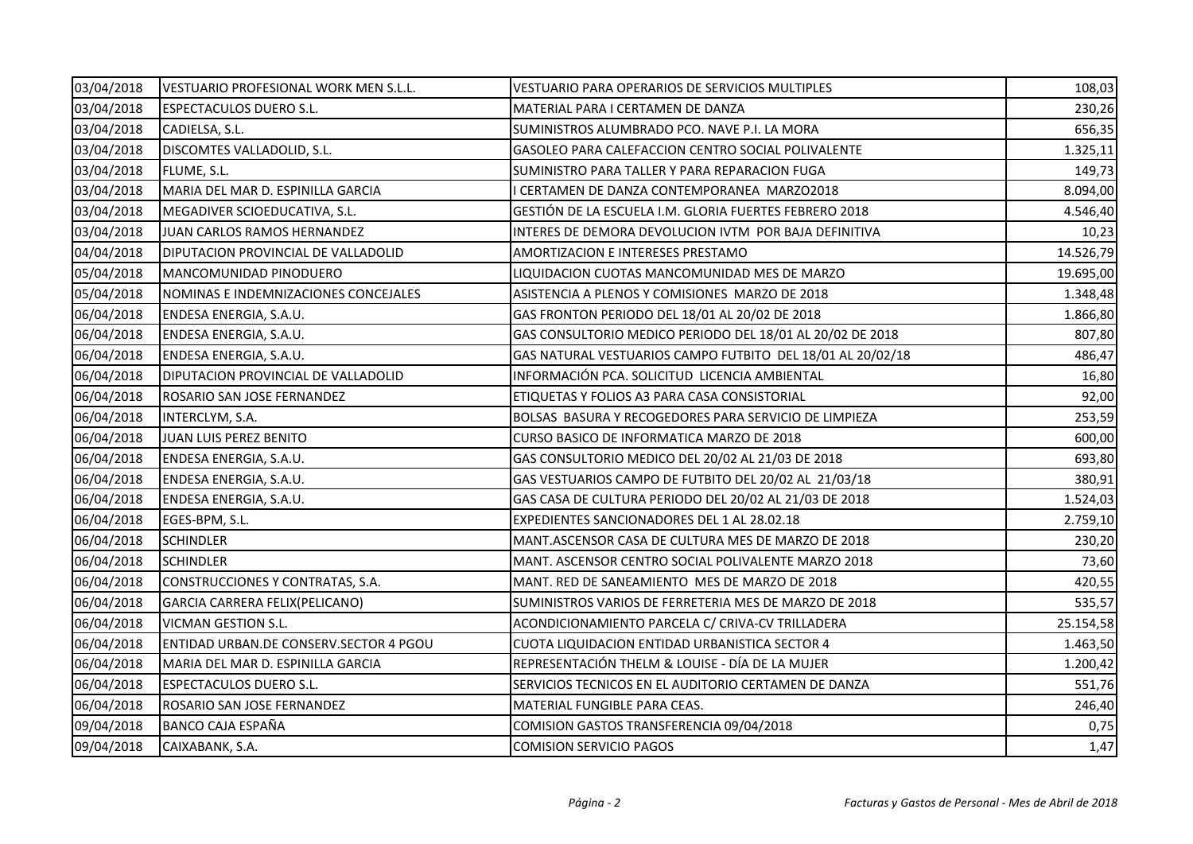| | | | |
|---|---|---|---|
| 03/04/2018 | VESTUARIO PROFESIONAL WORK MEN S.L.L. | VESTUARIO PARA OPERARIOS DE SERVICIOS MULTIPLES | 108,03 |
| 03/04/2018 | ESPECTACULOS DUERO S.L. | MATERIAL PARA I CERTAMEN DE DANZA | 230,26 |
| 03/04/2018 | CADIELSA, S.L. | SUMINISTROS ALUMBRADO PCO. NAVE P.I. LA MORA | 656,35 |
| 03/04/2018 | DISCOMTES VALLADOLID, S.L. | GASOLEO PARA CALEFACCION CENTRO SOCIAL POLIVALENTE | 1.325,11 |
| 03/04/2018 | FLUME, S.L. | SUMINISTRO PARA TALLER Y PARA REPARACION FUGA | 149,73 |
| 03/04/2018 | MARIA DEL MAR D. ESPINILLA GARCIA | I CERTAMEN DE DANZA CONTEMPORANEA MARZO2018 | 8.094,00 |
| 03/04/2018 | MEGADIVER SCIOEDUCATIVA, S.L. | GESTIÓN DE LA ESCUELA I.M. GLORIA FUERTES FEBRERO 2018 | 4.546,40 |
| 03/04/2018 | JUAN CARLOS RAMOS HERNANDEZ | INTERES DE DEMORA DEVOLUCION IVTM POR BAJA DEFINITIVA | 10,23 |
| 04/04/2018 | DIPUTACION PROVINCIAL DE VALLADOLID | AMORTIZACION E INTERESES PRESTAMO | 14.526,79 |
| 05/04/2018 | MANCOMUNIDAD PINODUERO | LIQUIDACION CUOTAS MANCOMUNIDAD MES DE MARZO | 19.695,00 |
| 05/04/2018 | NOMINAS E INDEMNIZACIONES CONCEJALES | ASISTENCIA A PLENOS Y COMISIONES MARZO DE 2018 | 1.348,48 |
| 06/04/2018 | ENDESA ENERGIA, S.A.U. | GAS FRONTON PERIODO DEL 18/01 AL 20/02 DE 2018 | 1.866,80 |
| 06/04/2018 | ENDESA ENERGIA, S.A.U. | GAS CONSULTORIO MEDICO PERIODO DEL 18/01 AL 20/02 DE 2018 | 807,80 |
| 06/04/2018 | ENDESA ENERGIA, S.A.U. | GAS NATURAL VESTUARIOS CAMPO FUTBITO DEL 18/01 AL 20/02/18 | 486,47 |
| 06/04/2018 | DIPUTACION PROVINCIAL DE VALLADOLID | INFORMACIÓN PCA. SOLICITUD LICENCIA AMBIENTAL | 16,80 |
| 06/04/2018 | ROSARIO SAN JOSE FERNANDEZ | ETIQUETAS Y FOLIOS A3 PARA CASA CONSISTORIAL | 92,00 |
| 06/04/2018 | INTERCLYM, S.A. | BOLSAS BASURA Y RECOGEDORES PARA SERVICIO DE LIMPIEZA | 253,59 |
| 06/04/2018 | JUAN LUIS PEREZ BENITO | CURSO BASICO DE INFORMATICA MARZO DE 2018 | 600,00 |
| 06/04/2018 | ENDESA ENERGIA, S.A.U. | GAS CONSULTORIO MEDICO DEL 20/02 AL 21/03 DE 2018 | 693,80 |
| 06/04/2018 | ENDESA ENERGIA, S.A.U. | GAS VESTUARIOS CAMPO DE FUTBITO DEL 20/02 AL 21/03/18 | 380,91 |
| 06/04/2018 | ENDESA ENERGIA, S.A.U. | GAS CASA DE CULTURA PERIODO DEL 20/02 AL 21/03 DE 2018 | 1.524,03 |
| 06/04/2018 | EGES-BPM, S.L. | EXPEDIENTES SANCIONADORES DEL 1 AL 28.02.18 | 2.759,10 |
| 06/04/2018 | SCHINDLER | MANT.ASCENSOR CASA DE CULTURA MES DE MARZO DE 2018 | 230,20 |
| 06/04/2018 | SCHINDLER | MANT. ASCENSOR CENTRO SOCIAL POLIVALENTE MARZO 2018 | 73,60 |
| 06/04/2018 | CONSTRUCCIONES Y CONTRATAS, S.A. | MANT. RED DE SANEAMIENTO MES DE MARZO DE 2018 | 420,55 |
| 06/04/2018 | GARCIA CARRERA FELIX(PELICANO) | SUMINISTROS VARIOS DE FERRETERIA MES DE MARZO DE 2018 | 535,57 |
| 06/04/2018 | VICMAN GESTION S.L. | ACONDICIONAMIENTO PARCELA C/ CRIVA-CV TRILLADERA | 25.154,58 |
| 06/04/2018 | ENTIDAD URBAN.DE CONSERV.SECTOR 4 PGOU | CUOTA LIQUIDACION ENTIDAD URBANISTICA SECTOR 4 | 1.463,50 |
| 06/04/2018 | MARIA DEL MAR D. ESPINILLA GARCIA | REPRESENTACIÓN THELM & LOUISE - DÍA DE LA MUJER | 1.200,42 |
| 06/04/2018 | ESPECTACULOS DUERO S.L. | SERVICIOS TECNICOS EN EL AUDITORIO CERTAMEN DE DANZA | 551,76 |
| 06/04/2018 | ROSARIO SAN JOSE FERNANDEZ | MATERIAL FUNGIBLE PARA CEAS. | 246,40 |
| 09/04/2018 | BANCO CAJA ESPAÑA | COMISION GASTOS TRANSFERENCIA 09/04/2018 | 0,75 |
| 09/04/2018 | CAIXABANK, S.A. | COMISION SERVICIO PAGOS | 1,47 |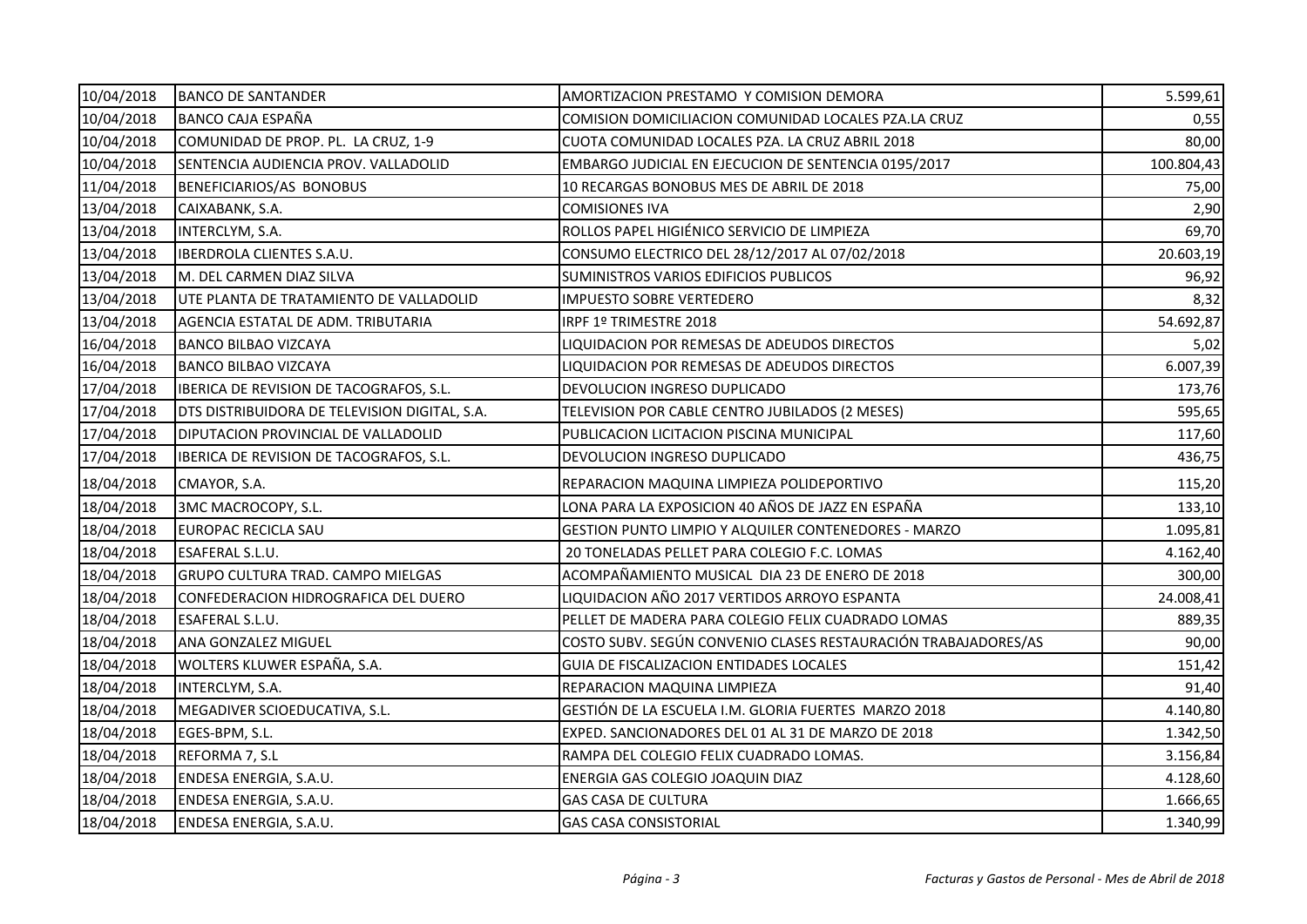| | | | |
|---|---|---|---|
| 10/04/2018 | BANCO DE SANTANDER | AMORTIZACION PRESTAMO Y COMISION DEMORA | 5.599,61 |
| 10/04/2018 | BANCO CAJA ESPAÑA | COMISION DOMICILIACION COMUNIDAD LOCALES PZA.LA CRUZ | 0,55 |
| 10/04/2018 | COMUNIDAD DE PROP. PL. LA CRUZ, 1-9 | CUOTA COMUNIDAD LOCALES PZA. LA CRUZ ABRIL 2018 | 80,00 |
| 10/04/2018 | SENTENCIA AUDIENCIA PROV. VALLADOLID | EMBARGO JUDICIAL EN EJECUCION DE SENTENCIA 0195/2017 | 100.804,43 |
| 11/04/2018 | BENEFICIARIOS/AS BONOBUS | 10 RECARGAS BONOBUS MES DE ABRIL DE 2018 | 75,00 |
| 13/04/2018 | CAIXABANK, S.A. | COMISIONES IVA | 2,90 |
| 13/04/2018 | INTERCLYM, S.A. | ROLLOS PAPEL HIGIÉNICO SERVICIO DE LIMPIEZA | 69,70 |
| 13/04/2018 | IBERDROLA CLIENTES S.A.U. | CONSUMO ELECTRICO DEL 28/12/2017 AL 07/02/2018 | 20.603,19 |
| 13/04/2018 | M. DEL CARMEN DIAZ SILVA | SUMINISTROS VARIOS EDIFICIOS PUBLICOS | 96,92 |
| 13/04/2018 | UTE PLANTA DE TRATAMIENTO DE VALLADOLID | IMPUESTO SOBRE VERTEDERO | 8,32 |
| 13/04/2018 | AGENCIA ESTATAL DE ADM. TRIBUTARIA | IRPF 1º TRIMESTRE 2018 | 54.692,87 |
| 16/04/2018 | BANCO BILBAO VIZCAYA | LIQUIDACION POR REMESAS DE ADEUDOS DIRECTOS | 5,02 |
| 16/04/2018 | BANCO BILBAO VIZCAYA | LIQUIDACION POR REMESAS DE ADEUDOS DIRECTOS | 6.007,39 |
| 17/04/2018 | IBERICA DE REVISION DE TACOGRAFOS, S.L. | DEVOLUCION INGRESO DUPLICADO | 173,76 |
| 17/04/2018 | DTS DISTRIBUIDORA DE TELEVISION DIGITAL, S.A. | TELEVISION POR CABLE CENTRO JUBILADOS (2 MESES) | 595,65 |
| 17/04/2018 | DIPUTACION PROVINCIAL DE VALLADOLID | PUBLICACION LICITACION PISCINA MUNICIPAL | 117,60 |
| 17/04/2018 | IBERICA DE REVISION DE TACOGRAFOS, S.L. | DEVOLUCION INGRESO DUPLICADO | 436,75 |
| 18/04/2018 | CMAYOR, S.A. | REPARACION MAQUINA LIMPIEZA POLIDEPORTIVO | 115,20 |
| 18/04/2018 | 3MC MACROCOPY, S.L. | LONA PARA LA EXPOSICION 40 AÑOS DE JAZZ EN ESPAÑA | 133,10 |
| 18/04/2018 | EUROPAC RECICLA SAU | GESTION PUNTO LIMPIO Y ALQUILER CONTENEDORES - MARZO | 1.095,81 |
| 18/04/2018 | ESAFERAL S.L.U. | 20 TONELADAS PELLET PARA COLEGIO F.C. LOMAS | 4.162,40 |
| 18/04/2018 | GRUPO CULTURA TRAD. CAMPO MIELGAS | ACOMPAÑAMIENTO MUSICAL DIA 23 DE ENERO DE 2018 | 300,00 |
| 18/04/2018 | CONFEDERACION HIDROGRAFICA DEL DUERO | LIQUIDACION AÑO 2017 VERTIDOS ARROYO ESPANTA | 24.008,41 |
| 18/04/2018 | ESAFERAL S.L.U. | PELLET DE MADERA PARA COLEGIO FELIX CUADRADO LOMAS | 889,35 |
| 18/04/2018 | ANA GONZALEZ MIGUEL | COSTO SUBV. SEGÚN CONVENIO CLASES RESTAURACIÓN TRABAJADORES/AS | 90,00 |
| 18/04/2018 | WOLTERS KLUWER ESPAÑA, S.A. | GUIA DE FISCALIZACION ENTIDADES LOCALES | 151,42 |
| 18/04/2018 | INTERCLYM, S.A. | REPARACION MAQUINA LIMPIEZA | 91,40 |
| 18/04/2018 | MEGADIVER SCIOEDUCATIVA, S.L. | GESTIÓN DE LA ESCUELA I.M. GLORIA FUERTES MARZO 2018 | 4.140,80 |
| 18/04/2018 | EGES-BPM, S.L. | EXPED. SANCIONADORES DEL 01 AL 31 DE MARZO DE 2018 | 1.342,50 |
| 18/04/2018 | REFORMA 7, S.L | RAMPA DEL COLEGIO FELIX CUADRADO LOMAS. | 3.156,84 |
| 18/04/2018 | ENDESA ENERGIA, S.A.U. | ENERGIA GAS COLEGIO JOAQUIN DIAZ | 4.128,60 |
| 18/04/2018 | ENDESA ENERGIA, S.A.U. | GAS CASA DE CULTURA | 1.666,65 |
| 18/04/2018 | ENDESA ENERGIA, S.A.U. | GAS CASA CONSISTORIAL | 1.340,99 |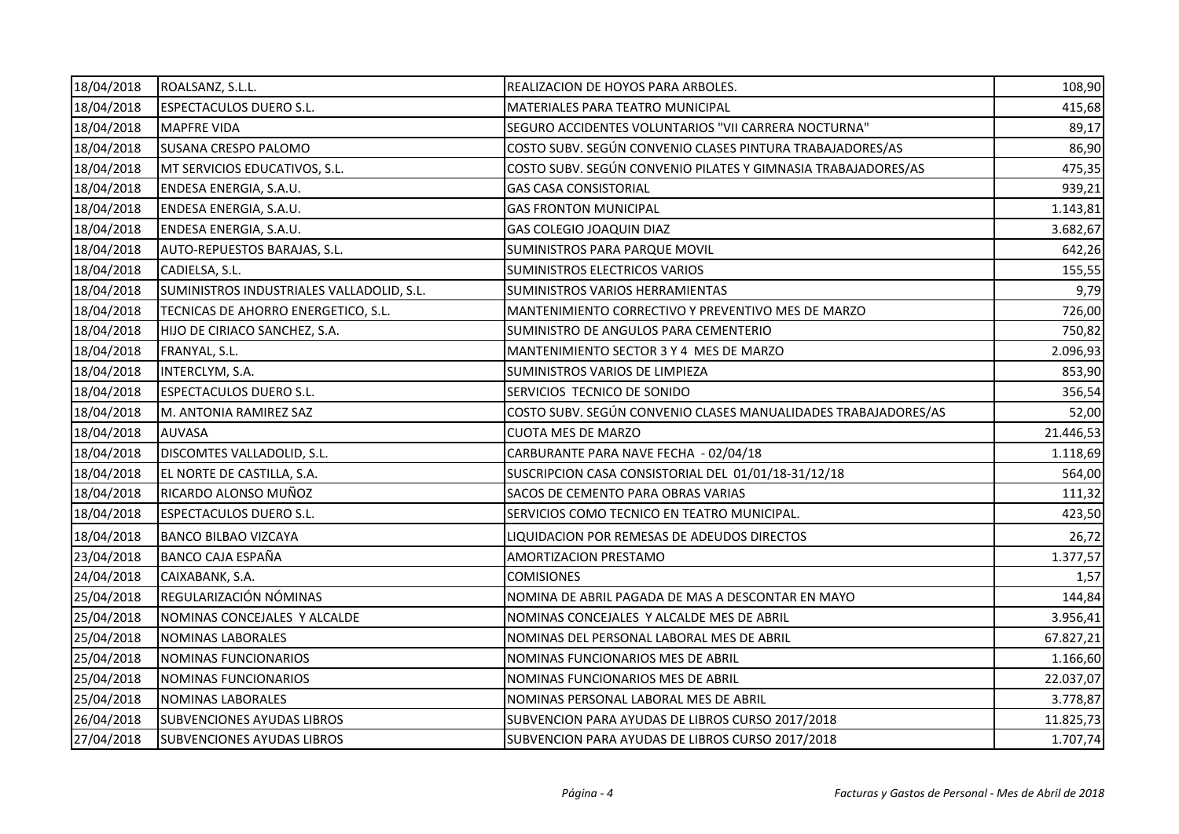| | | | |
|---|---|---|---|
| 18/04/2018 | ROALSANZ, S.L.L. | REALIZACION DE HOYOS PARA ARBOLES. | 108,90 |
| 18/04/2018 | ESPECTACULOS DUERO S.L. | MATERIALES PARA TEATRO MUNICIPAL | 415,68 |
| 18/04/2018 | MAPFRE VIDA | SEGURO ACCIDENTES VOLUNTARIOS "VII CARRERA NOCTURNA" | 89,17 |
| 18/04/2018 | SUSANA CRESPO PALOMO | COSTO SUBV. SEGÚN CONVENIO CLASES PINTURA TRABAJADORES/AS | 86,90 |
| 18/04/2018 | MT SERVICIOS EDUCATIVOS, S.L. | COSTO SUBV. SEGÚN CONVENIO PILATES Y GIMNASIA TRABAJADORES/AS | 475,35 |
| 18/04/2018 | ENDESA ENERGIA, S.A.U. | GAS CASA CONSISTORIAL | 939,21 |
| 18/04/2018 | ENDESA ENERGIA, S.A.U. | GAS FRONTON MUNICIPAL | 1.143,81 |
| 18/04/2018 | ENDESA ENERGIA, S.A.U. | GAS COLEGIO JOAQUIN DIAZ | 3.682,67 |
| 18/04/2018 | AUTO-REPUESTOS BARAJAS, S.L. | SUMINISTROS PARA PARQUE MOVIL | 642,26 |
| 18/04/2018 | CADIELSA, S.L. | SUMINISTROS ELECTRICOS VARIOS | 155,55 |
| 18/04/2018 | SUMINISTROS INDUSTRIALES VALLADOLID, S.L. | SUMINISTROS VARIOS HERRAMIENTAS | 9,79 |
| 18/04/2018 | TECNICAS DE AHORRO ENERGETICO, S.L. | MANTENIMIENTO CORRECTIVO Y PREVENTIVO MES DE MARZO | 726,00 |
| 18/04/2018 | HIJO DE CIRIACO SANCHEZ, S.A. | SUMINISTRO DE ANGULOS PARA CEMENTERIO | 750,82 |
| 18/04/2018 | FRANYAL, S.L. | MANTENIMIENTO SECTOR 3 Y 4 MES DE MARZO | 2.096,93 |
| 18/04/2018 | INTERCLYM, S.A. | SUMINISTROS VARIOS DE LIMPIEZA | 853,90 |
| 18/04/2018 | ESPECTACULOS DUERO S.L. | SERVICIOS TECNICO DE SONIDO | 356,54 |
| 18/04/2018 | M. ANTONIA RAMIREZ SAZ | COSTO SUBV. SEGÚN CONVENIO CLASES MANUALIDADES TRABAJADORES/AS | 52,00 |
| 18/04/2018 | AUVASA | CUOTA MES DE MARZO | 21.446,53 |
| 18/04/2018 | DISCOMTES VALLADOLID, S.L. | CARBURANTE PARA NAVE FECHA - 02/04/18 | 1.118,69 |
| 18/04/2018 | EL NORTE DE CASTILLA, S.A. | SUSCRIPCION CASA CONSISTORIAL DEL 01/01/18-31/12/18 | 564,00 |
| 18/04/2018 | RICARDO ALONSO MUÑOZ | SACOS DE CEMENTO PARA OBRAS VARIAS | 111,32 |
| 18/04/2018 | ESPECTACULOS DUERO S.L. | SERVICIOS COMO TECNICO EN TEATRO MUNICIPAL. | 423,50 |
| 18/04/2018 | BANCO BILBAO VIZCAYA | LIQUIDACION POR REMESAS DE ADEUDOS DIRECTOS | 26,72 |
| 23/04/2018 | BANCO CAJA ESPAÑA | AMORTIZACION PRESTAMO | 1.377,57 |
| 24/04/2018 | CAIXABANK, S.A. | COMISIONES | 1,57 |
| 25/04/2018 | REGULARIZACIÓN NÓMINAS | NOMINA DE ABRIL PAGADA DE MAS A DESCONTAR EN MAYO | 144,84 |
| 25/04/2018 | NOMINAS CONCEJALES Y ALCALDE | NOMINAS CONCEJALES Y ALCALDE MES DE ABRIL | 3.956,41 |
| 25/04/2018 | NOMINAS LABORALES | NOMINAS DEL PERSONAL LABORAL MES DE ABRIL | 67.827,21 |
| 25/04/2018 | NOMINAS FUNCIONARIOS | NOMINAS FUNCIONARIOS MES DE ABRIL | 1.166,60 |
| 25/04/2018 | NOMINAS FUNCIONARIOS | NOMINAS FUNCIONARIOS MES DE ABRIL | 22.037,07 |
| 25/04/2018 | NOMINAS LABORALES | NOMINAS PERSONAL LABORAL MES DE ABRIL | 3.778,87 |
| 26/04/2018 | SUBVENCIONES AYUDAS LIBROS | SUBVENCION PARA AYUDAS DE LIBROS CURSO 2017/2018 | 11.825,73 |
| 27/04/2018 | SUBVENCIONES AYUDAS LIBROS | SUBVENCION PARA AYUDAS DE LIBROS CURSO 2017/2018 | 1.707,74 |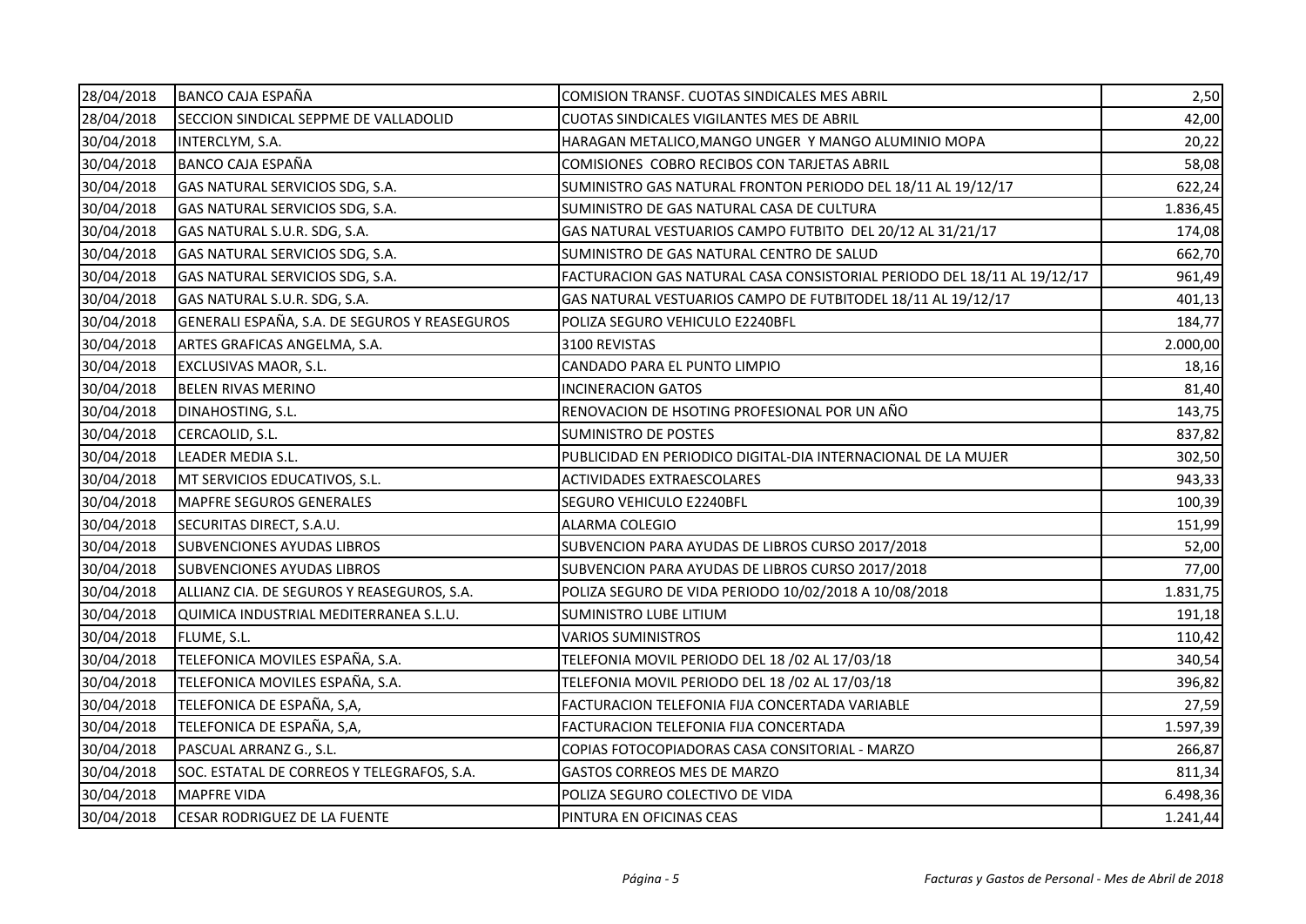| | | | |
|---|---|---|---|
| 28/04/2018 | BANCO CAJA ESPAÑA | COMISION TRANSF. CUOTAS SINDICALES MES ABRIL | 2,50 |
| 28/04/2018 | SECCION SINDICAL SEPPME DE VALLADOLID | CUOTAS SINDICALES VIGILANTES MES DE ABRIL | 42,00 |
| 30/04/2018 | INTERCLYM, S.A. | HARAGAN METALICO,MANGO UNGER Y MANGO ALUMINIO MOPA | 20,22 |
| 30/04/2018 | BANCO CAJA ESPAÑA | COMISIONES COBRO RECIBOS CON TARJETAS ABRIL | 58,08 |
| 30/04/2018 | GAS NATURAL SERVICIOS SDG, S.A. | SUMINISTRO GAS NATURAL FRONTON PERIODO DEL 18/11 AL 19/12/17 | 622,24 |
| 30/04/2018 | GAS NATURAL SERVICIOS SDG, S.A. | SUMINISTRO DE GAS NATURAL CASA DE CULTURA | 1.836,45 |
| 30/04/2018 | GAS NATURAL S.U.R. SDG, S.A. | GAS NATURAL VESTUARIOS CAMPO FUTBITO DEL 20/12 AL 31/21/17 | 174,08 |
| 30/04/2018 | GAS NATURAL SERVICIOS SDG, S.A. | SUMINISTRO DE GAS NATURAL CENTRO DE SALUD | 662,70 |
| 30/04/2018 | GAS NATURAL SERVICIOS SDG, S.A. | FACTURACION GAS NATURAL CASA CONSISTORIAL PERIODO DEL 18/11 AL 19/12/17 | 961,49 |
| 30/04/2018 | GAS NATURAL S.U.R. SDG, S.A. | GAS NATURAL VESTUARIOS CAMPO DE FUTBITODEL 18/11 AL 19/12/17 | 401,13 |
| 30/04/2018 | GENERALI ESPAÑA, S.A. DE SEGUROS Y REASEGUROS | POLIZA SEGURO VEHICULO E2240BFL | 184,77 |
| 30/04/2018 | ARTES GRAFICAS ANGELMA, S.A. | 3100 REVISTAS | 2.000,00 |
| 30/04/2018 | EXCLUSIVAS MAOR, S.L. | CANDADO PARA EL PUNTO LIMPIO | 18,16 |
| 30/04/2018 | BELEN RIVAS MERINO | INCINERACION GATOS | 81,40 |
| 30/04/2018 | DINAHOSTING, S.L. | RENOVACION DE HSOTING PROFESIONAL POR UN AÑO | 143,75 |
| 30/04/2018 | CERCAOLID, S.L. | SUMINISTRO DE POSTES | 837,82 |
| 30/04/2018 | LEADER MEDIA S.L. | PUBLICIDAD EN PERIODICO DIGITAL-DIA INTERNACIONAL DE LA MUJER | 302,50 |
| 30/04/2018 | MT SERVICIOS EDUCATIVOS, S.L. | ACTIVIDADES EXTRAESCOLARES | 943,33 |
| 30/04/2018 | MAPFRE SEGUROS GENERALES | SEGURO VEHICULO E2240BFL | 100,39 |
| 30/04/2018 | SECURITAS DIRECT, S.A.U. | ALARMA COLEGIO | 151,99 |
| 30/04/2018 | SUBVENCIONES AYUDAS LIBROS | SUBVENCION PARA AYUDAS DE LIBROS CURSO 2017/2018 | 52,00 |
| 30/04/2018 | SUBVENCIONES AYUDAS LIBROS | SUBVENCION PARA AYUDAS DE LIBROS CURSO 2017/2018 | 77,00 |
| 30/04/2018 | ALLIANZ CIA. DE SEGUROS Y REASEGUROS, S.A. | POLIZA SEGURO DE VIDA PERIODO 10/02/2018 A 10/08/2018 | 1.831,75 |
| 30/04/2018 | QUIMICA INDUSTRIAL MEDITERRANEA S.L.U. | SUMINISTRO LUBE LITIUM | 191,18 |
| 30/04/2018 | FLUME, S.L. | VARIOS SUMINISTROS | 110,42 |
| 30/04/2018 | TELEFONICA MOVILES ESPAÑA, S.A. | TELEFONIA MOVIL PERIODO DEL 18 /02 AL 17/03/18 | 340,54 |
| 30/04/2018 | TELEFONICA MOVILES ESPAÑA, S.A. | TELEFONIA MOVIL PERIODO DEL 18 /02 AL 17/03/18 | 396,82 |
| 30/04/2018 | TELEFONICA DE ESPAÑA, S,A, | FACTURACION TELEFONIA FIJA CONCERTADA VARIABLE | 27,59 |
| 30/04/2018 | TELEFONICA DE ESPAÑA, S,A, | FACTURACION TELEFONIA FIJA CONCERTADA | 1.597,39 |
| 30/04/2018 | PASCUAL ARRANZ G., S.L. | COPIAS FOTOCOPIADORAS CASA CONSITORIAL - MARZO | 266,87 |
| 30/04/2018 | SOC. ESTATAL DE CORREOS Y TELEGRAFOS, S.A. | GASTOS CORREOS MES DE MARZO | 811,34 |
| 30/04/2018 | MAPFRE VIDA | POLIZA SEGURO COLECTIVO DE VIDA | 6.498,36 |
| 30/04/2018 | CESAR RODRIGUEZ DE LA FUENTE | PINTURA EN OFICINAS CEAS | 1.241,44 |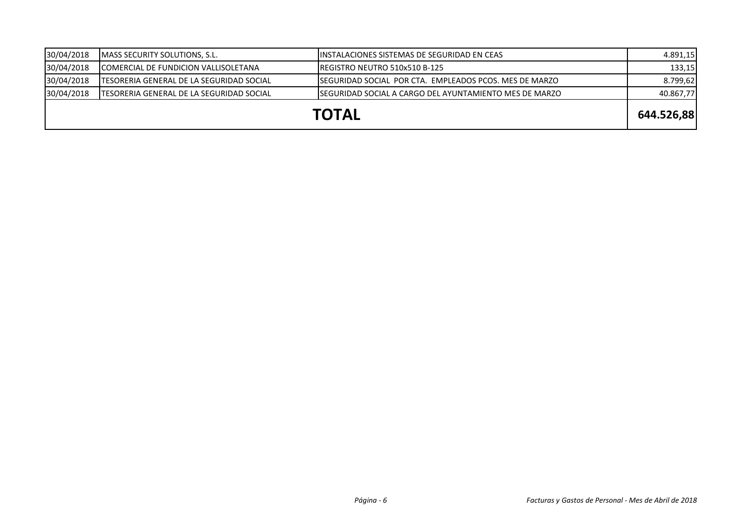| | | | |
|---|---|---|---|
| 30/04/2018 | MASS SECURITY SOLUTIONS, S.L. | INSTALACIONES SISTEMAS DE SEGURIDAD EN CEAS | 4.891,15 |
| 30/04/2018 | COMERCIAL DE FUNDICION VALLISOLETANA | REGISTRO NEUTRO 510x510 B-125 | 133,15 |
| 30/04/2018 | TESORERIA GENERAL DE LA SEGURIDAD SOCIAL | SEGURIDAD SOCIAL POR CTA. EMPLEADOS PCOS. MES DE MARZO | 8.799,62 |
| 30/04/2018 | TESORERIA GENERAL DE LA SEGURIDAD SOCIAL | SEGURIDAD SOCIAL A CARGO DEL AYUNTAMIENTO MES DE MARZO | 40.867,77 |
| | | **TOTAL** | **644.526,88** |